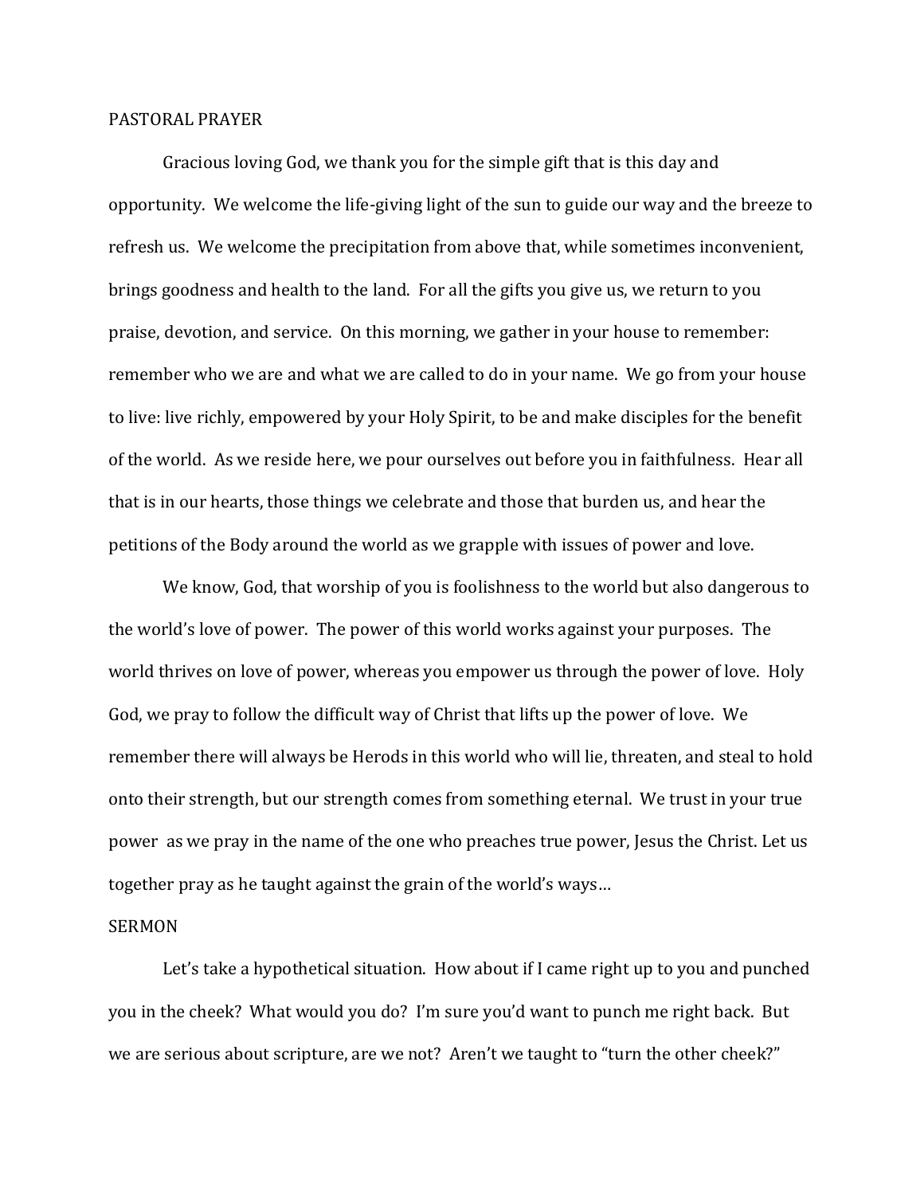## PASTORAL PRAYER

Gracious loving God, we thank you for the simple gift that is this day and opportunity. We welcome the life-giving light of the sun to guide our way and the breeze to refresh us. We welcome the precipitation from above that, while sometimes inconvenient, brings goodness and health to the land. For all the gifts you give us, we return to you praise, devotion, and service. On this morning, we gather in your house to remember: remember who we are and what we are called to do in your name. We go from your house to live: live richly, empowered by your Holy Spirit, to be and make disciples for the benefit of the world. As we reside here, we pour ourselves out before you in faithfulness. Hear all that is in our hearts, those things we celebrate and those that burden us, and hear the petitions of the Body around the world as we grapple with issues of power and love.

We know, God, that worship of you is foolishness to the world but also dangerous to the world's love of power. The power of this world works against your purposes. The world thrives on love of power, whereas you empower us through the power of love. Holy God, we pray to follow the difficult way of Christ that lifts up the power of love. We remember there will always be Herods in this world who will lie, threaten, and steal to hold onto their strength, but our strength comes from something eternal. We trust in your true power as we pray in the name of the one who preaches true power, Jesus the Christ. Let us together pray as he taught against the grain of the world's ways…

## SERMON

Let's take a hypothetical situation. How about if I came right up to you and punched you in the cheek? What would you do? I'm sure you'd want to punch me right back. But we are serious about scripture, are we not? Aren't we taught to "turn the other cheek?"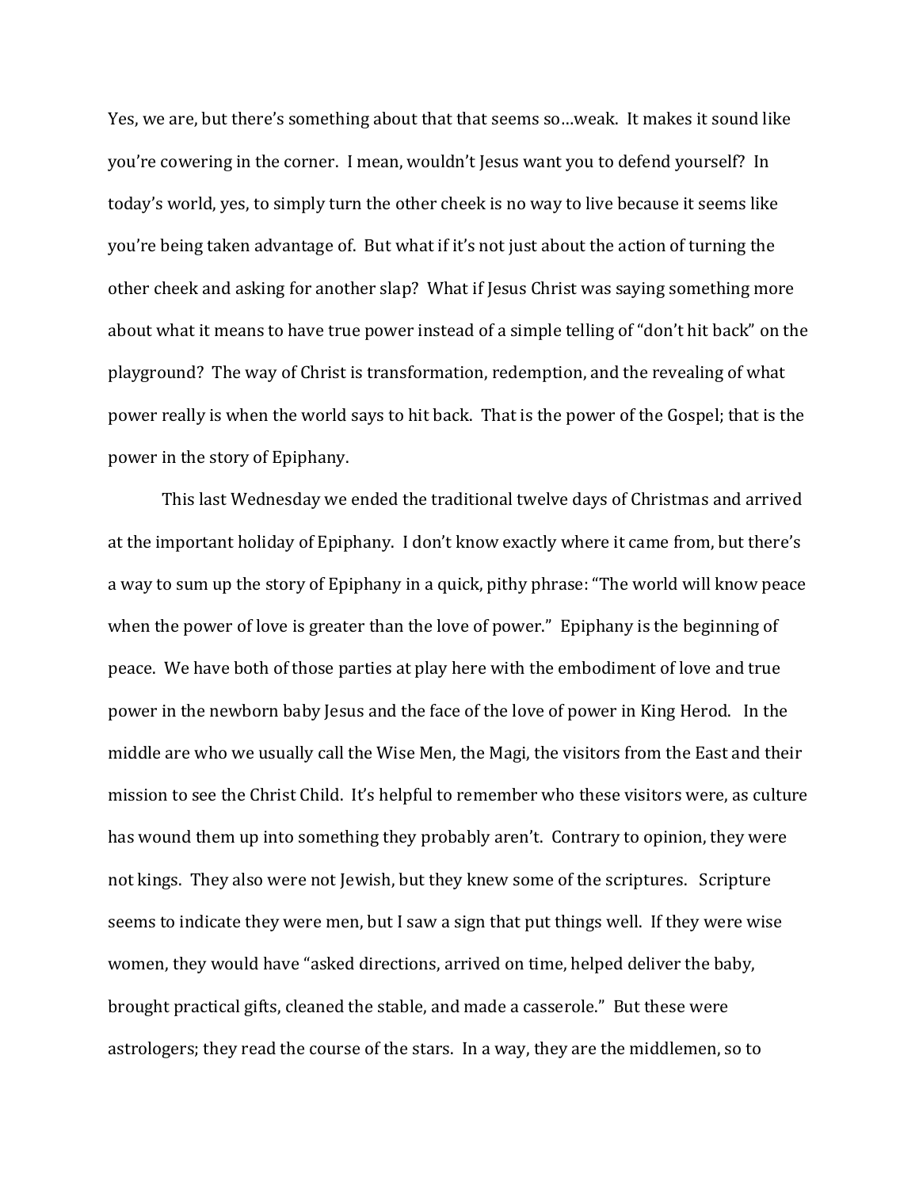Yes, we are, but there's something about that that seems so…weak. It makes it sound like you're cowering in the corner. I mean, wouldn't Jesus want you to defend yourself? In today's world, yes, to simply turn the other cheek is no way to live because it seems like you're being taken advantage of. But what if it's not just about the action of turning the other cheek and asking for another slap? What if Jesus Christ was saying something more about what it means to have true power instead of a simple telling of "don't hit back" on the playground? The way of Christ is transformation, redemption, and the revealing of what power really is when the world says to hit back. That is the power of the Gospel; that is the power in the story of Epiphany.

This last Wednesday we ended the traditional twelve days of Christmas and arrived at the important holiday of Epiphany. I don't know exactly where it came from, but there's a way to sum up the story of Epiphany in a quick, pithy phrase: "The world will know peace when the power of love is greater than the love of power." Epiphany is the beginning of peace. We have both of those parties at play here with the embodiment of love and true power in the newborn baby Jesus and the face of the love of power in King Herod. In the middle are who we usually call the Wise Men, the Magi, the visitors from the East and their mission to see the Christ Child. It's helpful to remember who these visitors were, as culture has wound them up into something they probably aren't. Contrary to opinion, they were not kings. They also were not Jewish, but they knew some of the scriptures. Scripture seems to indicate they were men, but I saw a sign that put things well. If they were wise women, they would have "asked directions, arrived on time, helped deliver the baby, brought practical gifts, cleaned the stable, and made a casserole." But these were astrologers; they read the course of the stars. In a way, they are the middlemen, so to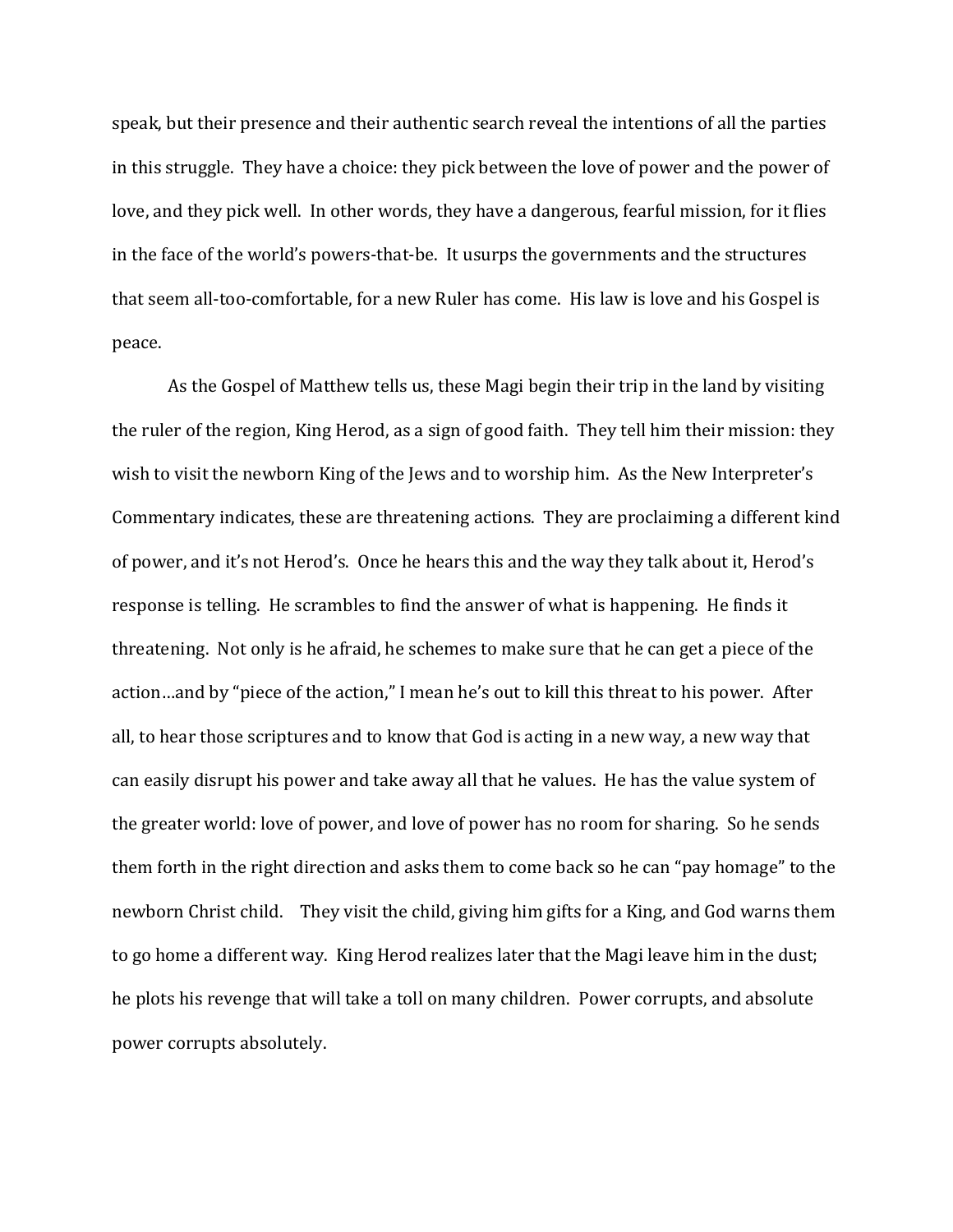speak, but their presence and their authentic search reveal the intentions of all the parties in this struggle. They have a choice: they pick between the love of power and the power of love, and they pick well. In other words, they have a dangerous, fearful mission, for it flies in the face of the world's powers-that-be. It usurps the governments and the structures that seem all-too-comfortable, for a new Ruler has come. His law is love and his Gospel is peace.

As the Gospel of Matthew tells us, these Magi begin their trip in the land by visiting the ruler of the region, King Herod, as a sign of good faith. They tell him their mission: they wish to visit the newborn King of the Jews and to worship him. As the New Interpreter's Commentary indicates, these are threatening actions. They are proclaiming a different kind of power, and it's not Herod's. Once he hears this and the way they talk about it, Herod's response is telling. He scrambles to find the answer of what is happening. He finds it threatening. Not only is he afraid, he schemes to make sure that he can get a piece of the action…and by "piece of the action," I mean he's out to kill this threat to his power. After all, to hear those scriptures and to know that God is acting in a new way, a new way that can easily disrupt his power and take away all that he values. He has the value system of the greater world: love of power, and love of power has no room for sharing. So he sends them forth in the right direction and asks them to come back so he can "pay homage" to the newborn Christ child. They visit the child, giving him gifts for a King, and God warns them to go home a different way. King Herod realizes later that the Magi leave him in the dust; he plots his revenge that will take a toll on many children. Power corrupts, and absolute power corrupts absolutely.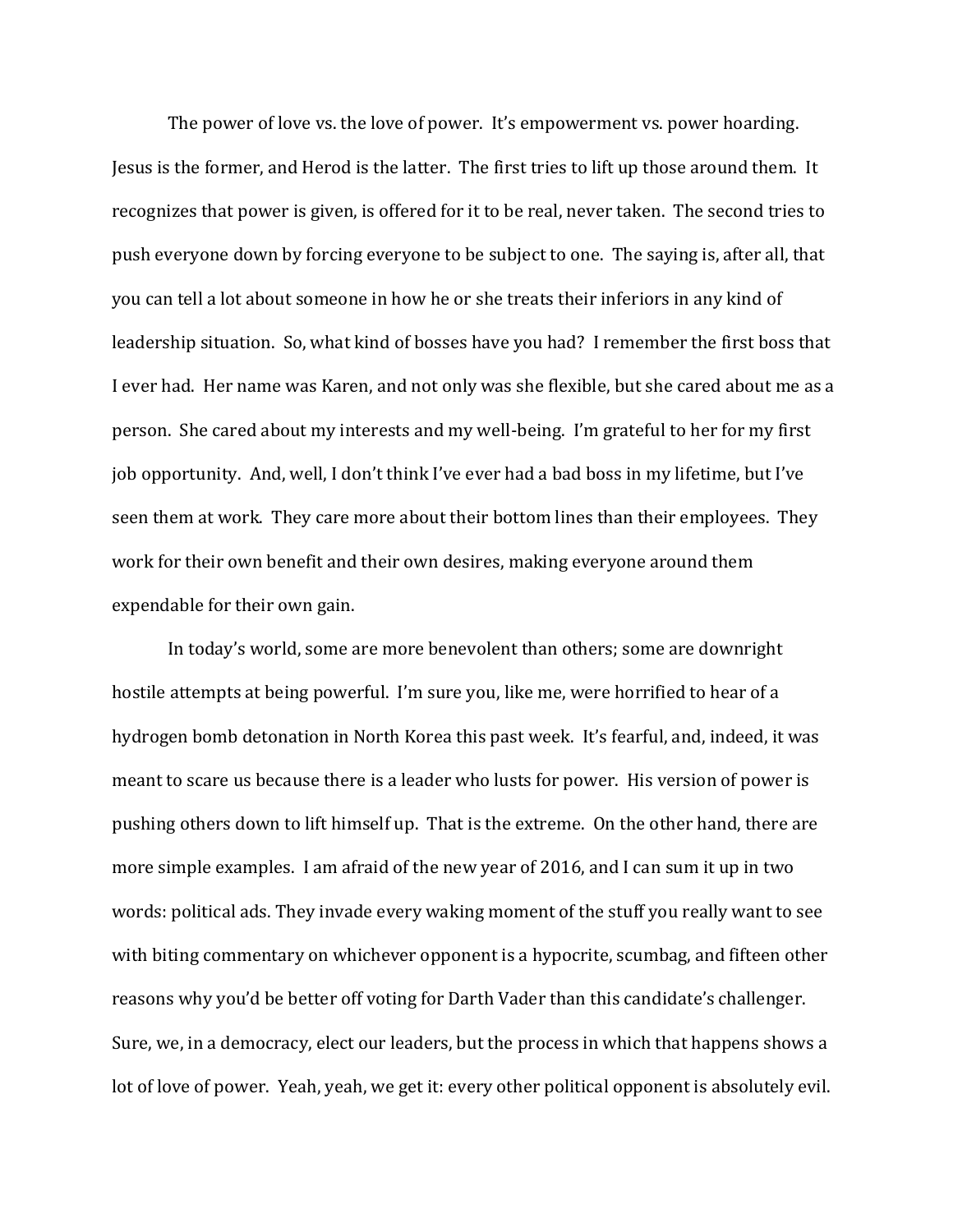The power of love vs. the love of power. It's empowerment vs. power hoarding. Jesus is the former, and Herod is the latter. The first tries to lift up those around them. It recognizes that power is given, is offered for it to be real, never taken. The second tries to push everyone down by forcing everyone to be subject to one. The saying is, after all, that you can tell a lot about someone in how he or she treats their inferiors in any kind of leadership situation. So, what kind of bosses have you had? I remember the first boss that I ever had. Her name was Karen, and not only was she flexible, but she cared about me as a person. She cared about my interests and my well-being. I'm grateful to her for my first job opportunity. And, well, I don't think I've ever had a bad boss in my lifetime, but I've seen them at work. They care more about their bottom lines than their employees. They work for their own benefit and their own desires, making everyone around them expendable for their own gain.

In today's world, some are more benevolent than others; some are downright hostile attempts at being powerful. I'm sure you, like me, were horrified to hear of a hydrogen bomb detonation in North Korea this past week. It's fearful, and, indeed, it was meant to scare us because there is a leader who lusts for power. His version of power is pushing others down to lift himself up. That is the extreme. On the other hand, there are more simple examples. I am afraid of the new year of 2016, and I can sum it up in two words: political ads. They invade every waking moment of the stuff you really want to see with biting commentary on whichever opponent is a hypocrite, scumbag, and fifteen other reasons why you'd be better off voting for Darth Vader than this candidate's challenger. Sure, we, in a democracy, elect our leaders, but the process in which that happens shows a lot of love of power. Yeah, yeah, we get it: every other political opponent is absolutely evil.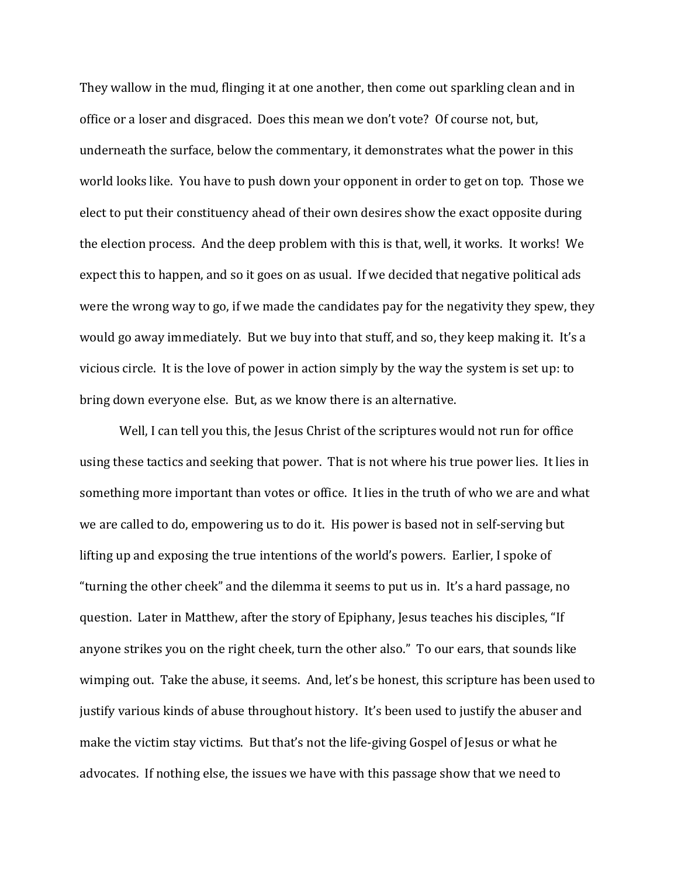They wallow in the mud, flinging it at one another, then come out sparkling clean and in office or a loser and disgraced. Does this mean we don't vote? Of course not, but, underneath the surface, below the commentary, it demonstrates what the power in this world looks like. You have to push down your opponent in order to get on top. Those we elect to put their constituency ahead of their own desires show the exact opposite during the election process. And the deep problem with this is that, well, it works. It works! We expect this to happen, and so it goes on as usual. If we decided that negative political ads were the wrong way to go, if we made the candidates pay for the negativity they spew, they would go away immediately. But we buy into that stuff, and so, they keep making it. It's a vicious circle. It is the love of power in action simply by the way the system is set up: to bring down everyone else. But, as we know there is an alternative.

Well, I can tell you this, the Jesus Christ of the scriptures would not run for office using these tactics and seeking that power. That is not where his true power lies. It lies in something more important than votes or office. It lies in the truth of who we are and what we are called to do, empowering us to do it. His power is based not in self-serving but lifting up and exposing the true intentions of the world's powers. Earlier, I spoke of "turning the other cheek" and the dilemma it seems to put us in. It's a hard passage, no question. Later in Matthew, after the story of Epiphany, Jesus teaches his disciples, "If anyone strikes you on the right cheek, turn the other also." To our ears, that sounds like wimping out. Take the abuse, it seems. And, let's be honest, this scripture has been used to justify various kinds of abuse throughout history. It's been used to justify the abuser and make the victim stay victims. But that's not the life-giving Gospel of Jesus or what he advocates. If nothing else, the issues we have with this passage show that we need to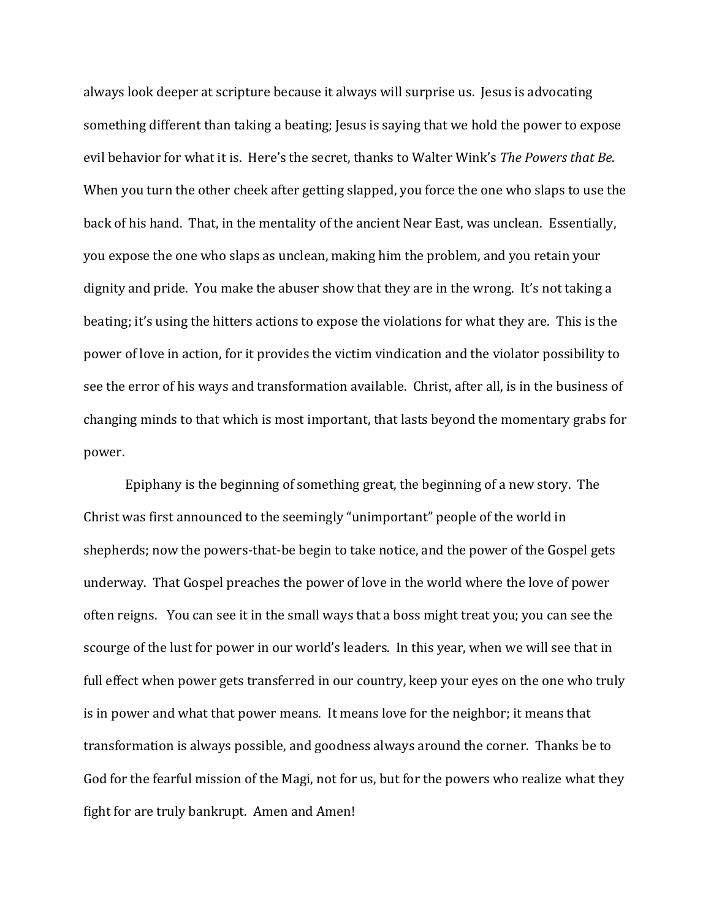always look deeper at scripture because it always will surprise us. Jesus is advocating something different than taking a beating; Jesus is saying that we hold the power to expose evil behavior for what it is. Here's the secret, thanks to Walter Wink's *The Powers that Be*. When you turn the other cheek after getting slapped, you force the one who slaps to use the back of his hand. That, in the mentality of the ancient Near East, was unclean. Essentially, you expose the one who slaps as unclean, making him the problem, and you retain your dignity and pride. You make the abuser show that they are in the wrong. It's not taking a beating; it's using the hitters actions to expose the violations for what they are. This is the power of love in action, for it provides the victim vindication and the violator possibility to see the error of his ways and transformation available. Christ, after all, is in the business of changing minds to that which is most important, that lasts beyond the momentary grabs for power.

Epiphany is the beginning of something great, the beginning of a new story. The Christ was first announced to the seemingly "unimportant" people of the world in shepherds; now the powers-that-be begin to take notice, and the power of the Gospel gets underway. That Gospel preaches the power of love in the world where the love of power often reigns. You can see it in the small ways that a boss might treat you; you can see the scourge of the lust for power in our world's leaders. In this year, when we will see that in full effect when power gets transferred in our country, keep your eyes on the one who truly is in power and what that power means. It means love for the neighbor; it means that transformation is always possible, and goodness always around the corner. Thanks be to God for the fearful mission of the Magi, not for us, but for the powers who realize what they fight for are truly bankrupt. Amen and Amen!